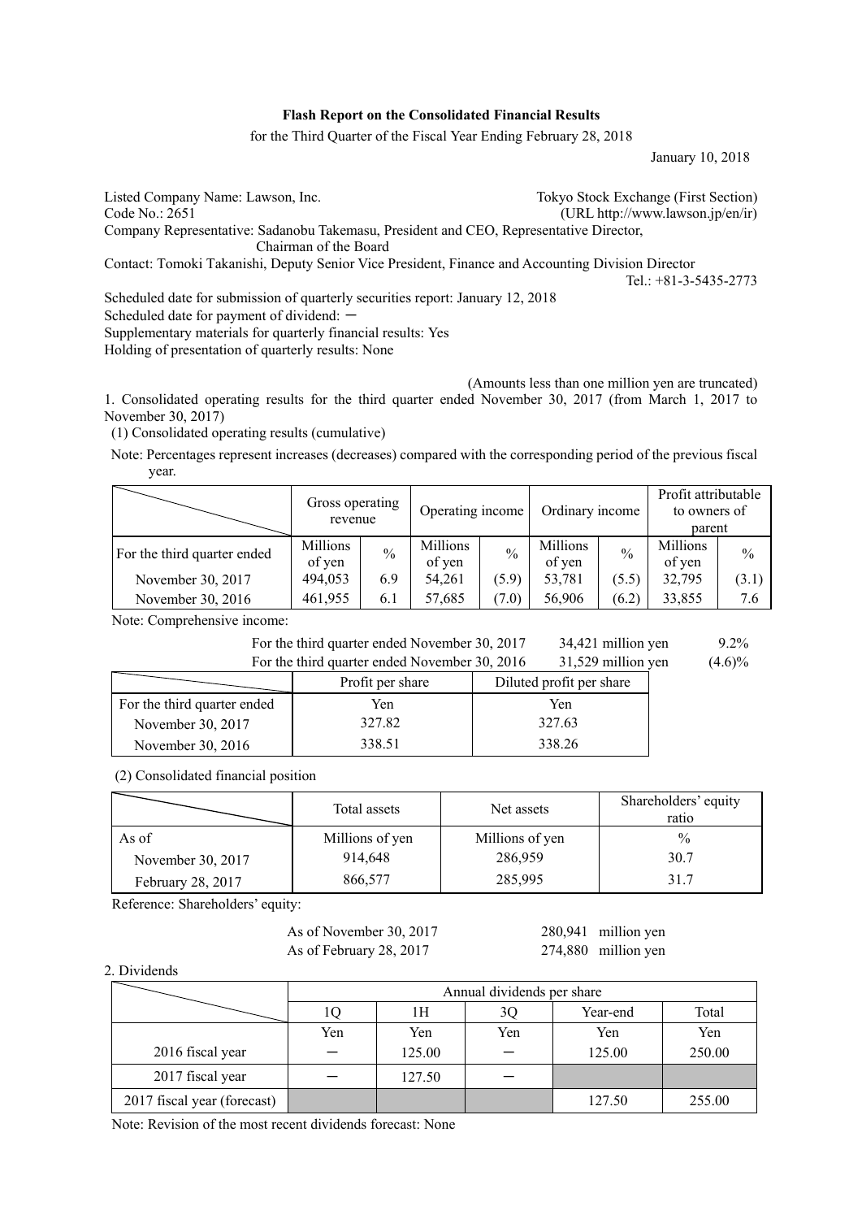**Flash Report on the Consolidated Financial Results**

for the Third Quarter of the Fiscal Year Ending February 28, 2018

January 10, 2018

Listed Company Name: Lawson, Inc. Tokyo Stock Exchange (First Section)
Code No.: 2651 (URL http://www.lawson.jp/en/ir)
Company Representative: Sadanobu Takemasu, President and CEO, Representative Director, Chairman of the Board
Contact: Tomoki Takanishi, Deputy Senior Vice President, Finance and Accounting Division Director
Tel.: +81-3-5435-2773

Scheduled date for submission of quarterly securities report: January 12, 2018
Scheduled date for payment of dividend: ー
Supplementary materials for quarterly financial results: Yes
Holding of presentation of quarterly results: None

(Amounts less than one million yen are truncated)

1. Consolidated operating results for the third quarter ended November 30, 2017 (from March 1, 2017 to November 30, 2017)

(1) Consolidated operating results (cumulative)

Note: Percentages represent increases (decreases) compared with the corresponding period of the previous fiscal year.

| | Gross operating revenue | | Operating income | | Ordinary income | | Profit attributable to owners of parent | |
|---|---|---|---|---|---|---|---|---|
| For the third quarter ended | Millions of yen | % | Millions of yen | % | Millions of yen | % | Millions of yen | % |
| November 30, 2017 | 494,053 | 6.9 | 54,261 | (5.9) | 53,781 | (5.5) | 32,795 | (3.1) |
| November 30, 2016 | 461,955 | 6.1 | 57,685 | (7.0) | 56,906 | (6.2) | 33,855 | 7.6 |

Note: Comprehensive income:

For the third quarter ended November 30, 2017 34,421 million yen 9.2%
For the third quarter ended November 30, 2016 31,529 million yen (4.6)%

| | Profit per share | Diluted profit per share |
|---|---|---|
| For the third quarter ended | Yen | Yen |
| November 30, 2017 | 327.82 | 327.63 |
| November 30, 2016 | 338.51 | 338.26 |

(2) Consolidated financial position

| | Total assets | Net assets | Shareholders' equity ratio |
|---|---|---|---|
| As of | Millions of yen | Millions of yen | % |
| November 30, 2017 | 914,648 | 286,959 | 30.7 |
| February 28, 2017 | 866,577 | 285,995 | 31.7 |

Reference: Shareholders' equity:

As of November 30, 2017 280,941 million yen
As of February 28, 2017 274,880 million yen

2. Dividends

| | Annual dividends per share | | | | |
|---|---|---|---|---|---|
| | 1Q | 1H | 3Q | Year-end | Total |
| | Yen | Yen | Yen | Yen | Yen |
| 2016 fiscal year | ー | 125.00 | ー | 125.00 | 250.00 |
| 2017 fiscal year | ー | 127.50 | ー | | |
| 2017 fiscal year (forecast) | | | | 127.50 | 255.00 |

Note: Revision of the most recent dividends forecast: None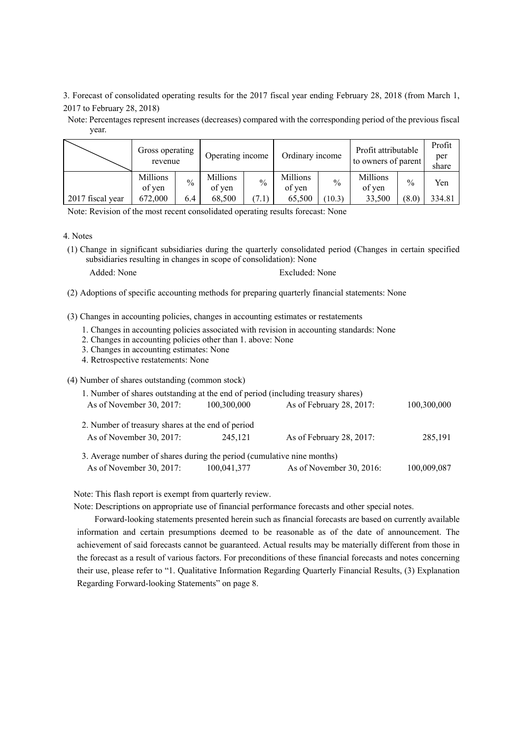3. Forecast of consolidated operating results for the 2017 fiscal year ending February 28, 2018 (from March 1, 2017 to February 28, 2018)

Note: Percentages represent increases (decreases) compared with the corresponding period of the previous fiscal year.

| | Gross operating revenue | | Operating income | | Ordinary income | | Profit attributable to owners of parent | | Profit per share |
|---|---|---|---|---|---|---|---|---|---|
| | Millions of yen | % | Millions of yen | % | Millions of yen | % | Millions of yen | % | Yen |
| 2017 fiscal year | 672,000 | 6.4 | 68,500 | (7.1) | 65,500 | (10.3) | 33,500 | (8.0) | 334.81 |

Note: Revision of the most recent consolidated operating results forecast: None

4. Notes

(1) Change in significant subsidiaries during the quarterly consolidated period (Changes in certain specified subsidiaries resulting in changes in scope of consolidation): None

Added: None Excluded: None

(2) Adoptions of specific accounting methods for preparing quarterly financial statements: None

(3) Changes in accounting policies, changes in accounting estimates or restatements

1. Changes in accounting policies associated with revision in accounting standards: None
2. Changes in accounting policies other than 1. above: None
3. Changes in accounting estimates: None
4. Retrospective restatements: None

(4) Number of shares outstanding (common stock)

1. Number of shares outstanding at the end of period (including treasury shares)

| As of November 30, 2017: | 100,300,000 | As of February 28, 2017: | 100,300,000 |
|---|---|---|---|

2. Number of treasury shares at the end of period

| As of November 30, 2017: | 245,121 | As of February 28, 2017: | 285,191 |
|---|---|---|---|

3. Average number of shares during the period (cumulative nine months)

| As of November 30, 2017: | 100,041,377 | As of November 30, 2016: | 100,009,087 |
|---|---|---|---|

Note: This flash report is exempt from quarterly review.

Note: Descriptions on appropriate use of financial performance forecasts and other special notes.

Forward-looking statements presented herein such as financial forecasts are based on currently available information and certain presumptions deemed to be reasonable as of the date of announcement. The achievement of said forecasts cannot be guaranteed. Actual results may be materially different from those in the forecast as a result of various factors. For preconditions of these financial forecasts and notes concerning their use, please refer to "1. Qualitative Information Regarding Quarterly Financial Results, (3) Explanation Regarding Forward-looking Statements" on page 8.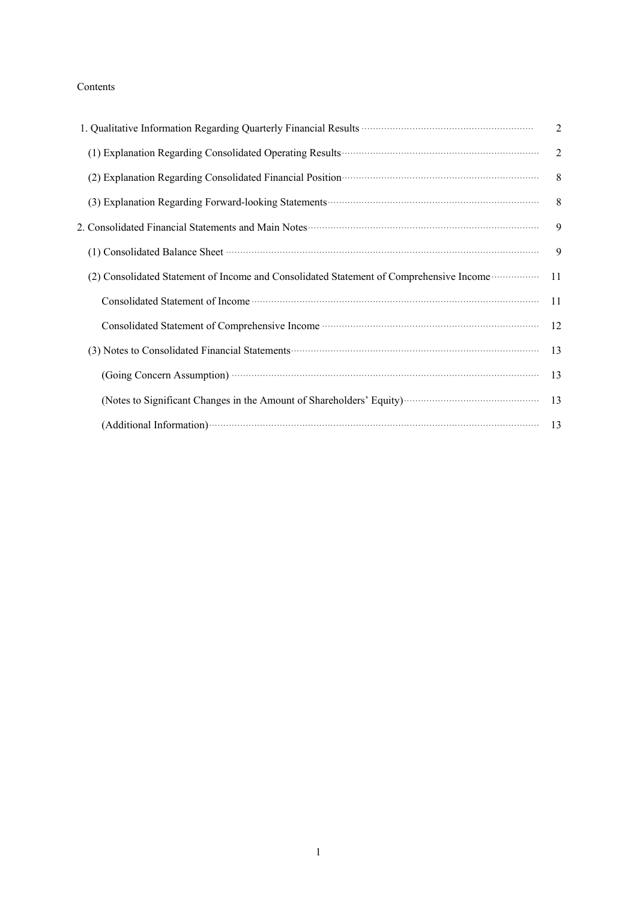Contents

| | |
|---|---|
| 1. Qualitative Information Regarding Quarterly Financial Results | 2 |
| (1) Explanation Regarding Consolidated Operating Results | 2 |
| (2) Explanation Regarding Consolidated Financial Position | 8 |
| (3) Explanation Regarding Forward-looking Statements | 8 |
| 2. Consolidated Financial Statements and Main Notes | 9 |
| (1) Consolidated Balance Sheet | 9 |
| (2) Consolidated Statement of Income and Consolidated Statement of Comprehensive Income | 11 |
| Consolidated Statement of Income | 11 |
| Consolidated Statement of Comprehensive Income | 12 |
| (3) Notes to Consolidated Financial Statements | 13 |
| (Going Concern Assumption) | 13 |
| (Notes to Significant Changes in the Amount of Shareholders' Equity) | 13 |
| (Additional Information) | 13 |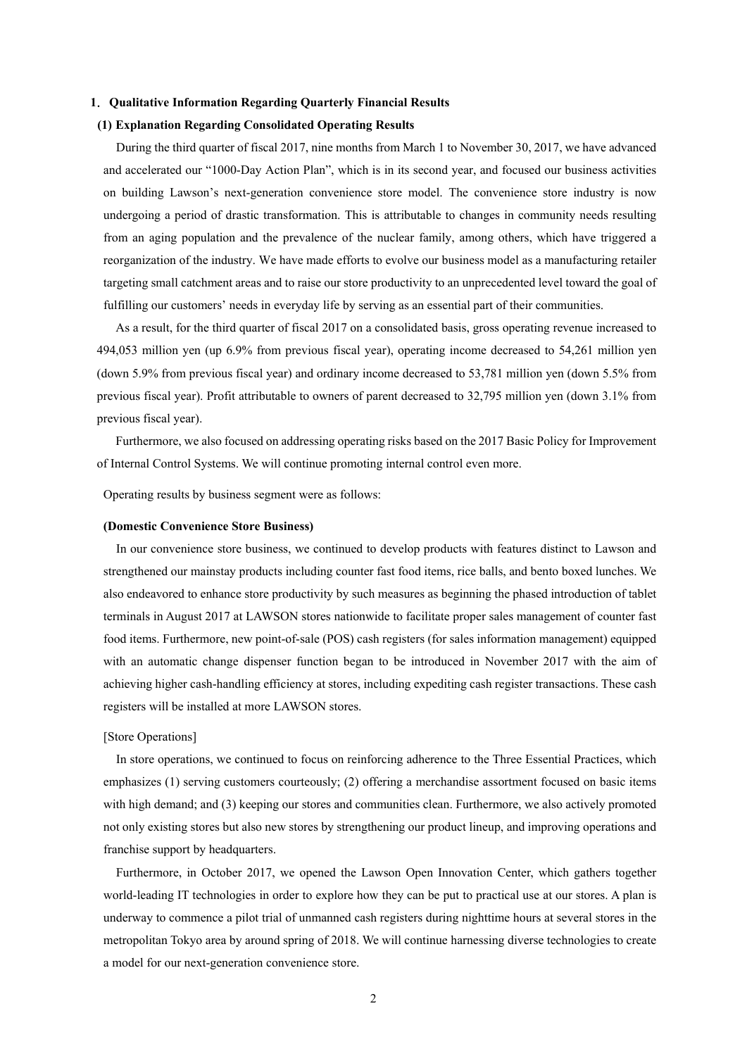## 1. Qualitative Information Regarding Quarterly Financial Results

### (1) Explanation Regarding Consolidated Operating Results

During the third quarter of fiscal 2017, nine months from March 1 to November 30, 2017, we have advanced and accelerated our "1000-Day Action Plan", which is in its second year, and focused our business activities on building Lawson's next-generation convenience store model. The convenience store industry is now undergoing a period of drastic transformation. This is attributable to changes in community needs resulting from an aging population and the prevalence of the nuclear family, among others, which have triggered a reorganization of the industry. We have made efforts to evolve our business model as a manufacturing retailer targeting small catchment areas and to raise our store productivity to an unprecedented level toward the goal of fulfilling our customers' needs in everyday life by serving as an essential part of their communities.

As a result, for the third quarter of fiscal 2017 on a consolidated basis, gross operating revenue increased to 494,053 million yen (up 6.9% from previous fiscal year), operating income decreased to 54,261 million yen (down 5.9% from previous fiscal year) and ordinary income decreased to 53,781 million yen (down 5.5% from previous fiscal year). Profit attributable to owners of parent decreased to 32,795 million yen (down 3.1% from previous fiscal year).

Furthermore, we also focused on addressing operating risks based on the 2017 Basic Policy for Improvement of Internal Control Systems. We will continue promoting internal control even more.

Operating results by business segment were as follows:

**(Domestic Convenience Store Business)**

In our convenience store business, we continued to develop products with features distinct to Lawson and strengthened our mainstay products including counter fast food items, rice balls, and bento boxed lunches. We also endeavored to enhance store productivity by such measures as beginning the phased introduction of tablet terminals in August 2017 at LAWSON stores nationwide to facilitate proper sales management of counter fast food items. Furthermore, new point-of-sale (POS) cash registers (for sales information management) equipped with an automatic change dispenser function began to be introduced in November 2017 with the aim of achieving higher cash-handling efficiency at stores, including expediting cash register transactions. These cash registers will be installed at more LAWSON stores.

[Store Operations]

In store operations, we continued to focus on reinforcing adherence to the Three Essential Practices, which emphasizes (1) serving customers courteously; (2) offering a merchandise assortment focused on basic items with high demand; and (3) keeping our stores and communities clean. Furthermore, we also actively promoted not only existing stores but also new stores by strengthening our product lineup, and improving operations and franchise support by headquarters.

Furthermore, in October 2017, we opened the Lawson Open Innovation Center, which gathers together world-leading IT technologies in order to explore how they can be put to practical use at our stores. A plan is underway to commence a pilot trial of unmanned cash registers during nighttime hours at several stores in the metropolitan Tokyo area by around spring of 2018. We will continue harnessing diverse technologies to create a model for our next-generation convenience store.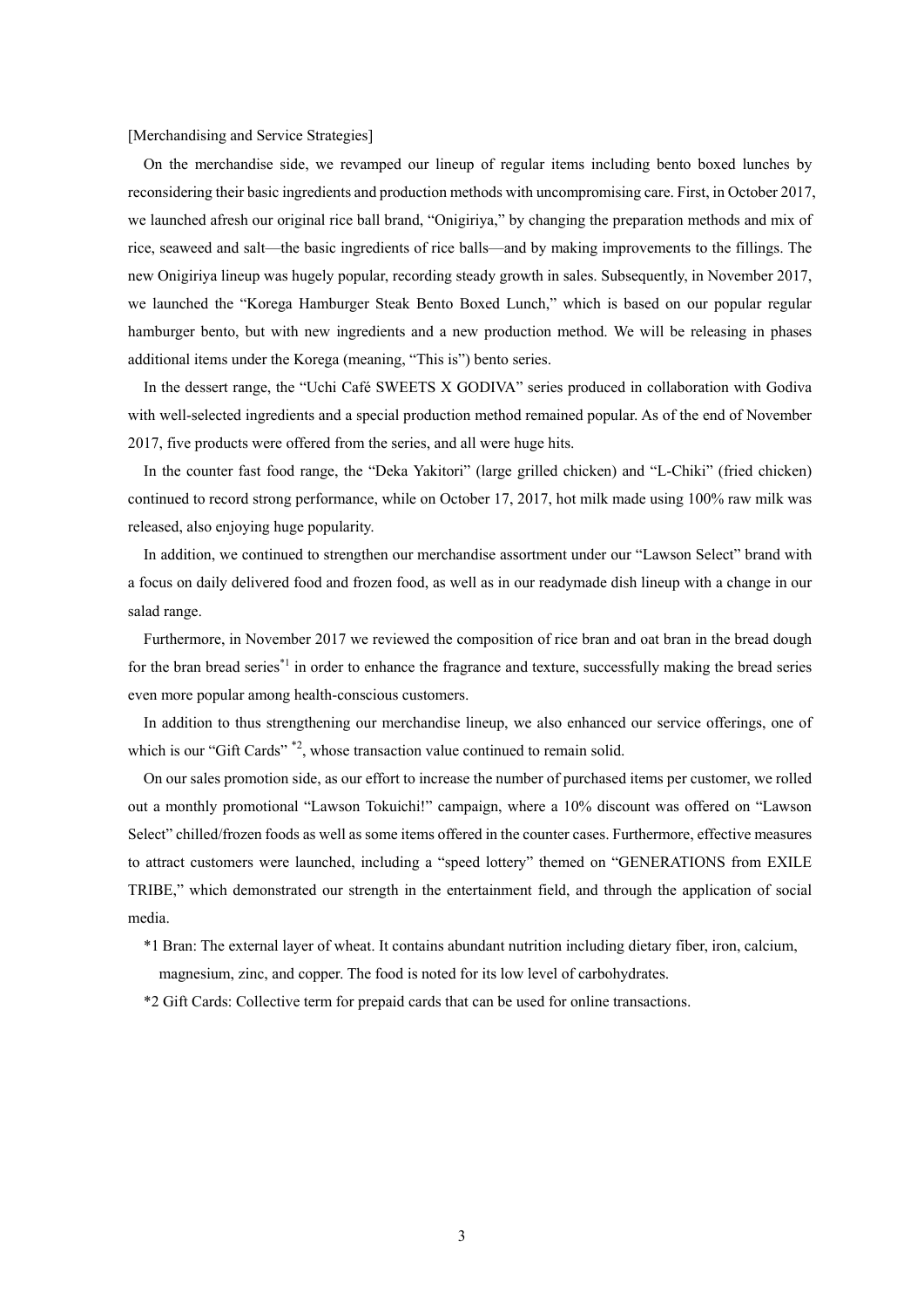[Merchandising and Service Strategies]

On the merchandise side, we revamped our lineup of regular items including bento boxed lunches by reconsidering their basic ingredients and production methods with uncompromising care. First, in October 2017, we launched afresh our original rice ball brand, "Onigiriya," by changing the preparation methods and mix of rice, seaweed and salt—the basic ingredients of rice balls—and by making improvements to the fillings. The new Onigiriya lineup was hugely popular, recording steady growth in sales. Subsequently, in November 2017, we launched the "Korega Hamburger Steak Bento Boxed Lunch," which is based on our popular regular hamburger bento, but with new ingredients and a new production method. We will be releasing in phases additional items under the Korega (meaning, "This is") bento series.

In the dessert range, the "Uchi Café SWEETS X GODIVA" series produced in collaboration with Godiva with well-selected ingredients and a special production method remained popular. As of the end of November 2017, five products were offered from the series, and all were huge hits.

In the counter fast food range, the "Deka Yakitori" (large grilled chicken) and "L-Chiki" (fried chicken) continued to record strong performance, while on October 17, 2017, hot milk made using 100% raw milk was released, also enjoying huge popularity.

In addition, we continued to strengthen our merchandise assortment under our "Lawson Select" brand with a focus on daily delivered food and frozen food, as well as in our readymade dish lineup with a change in our salad range.

Furthermore, in November 2017 we reviewed the composition of rice bran and oat bran in the bread dough for the bran bread series[*1] in order to enhance the fragrance and texture, successfully making the bread series even more popular among health-conscious customers.

In addition to thus strengthening our merchandise lineup, we also enhanced our service offerings, one of which is our "Gift Cards" [*2], whose transaction value continued to remain solid.

On our sales promotion side, as our effort to increase the number of purchased items per customer, we rolled out a monthly promotional "Lawson Tokuichi!" campaign, where a 10% discount was offered on "Lawson Select" chilled/frozen foods as well as some items offered in the counter cases. Furthermore, effective measures to attract customers were launched, including a "speed lottery" themed on "GENERATIONS from EXILE TRIBE," which demonstrated our strength in the entertainment field, and through the application of social media.

*1 Bran: The external layer of wheat. It contains abundant nutrition including dietary fiber, iron, calcium, magnesium, zinc, and copper. The food is noted for its low level of carbohydrates.

*2 Gift Cards: Collective term for prepaid cards that can be used for online transactions.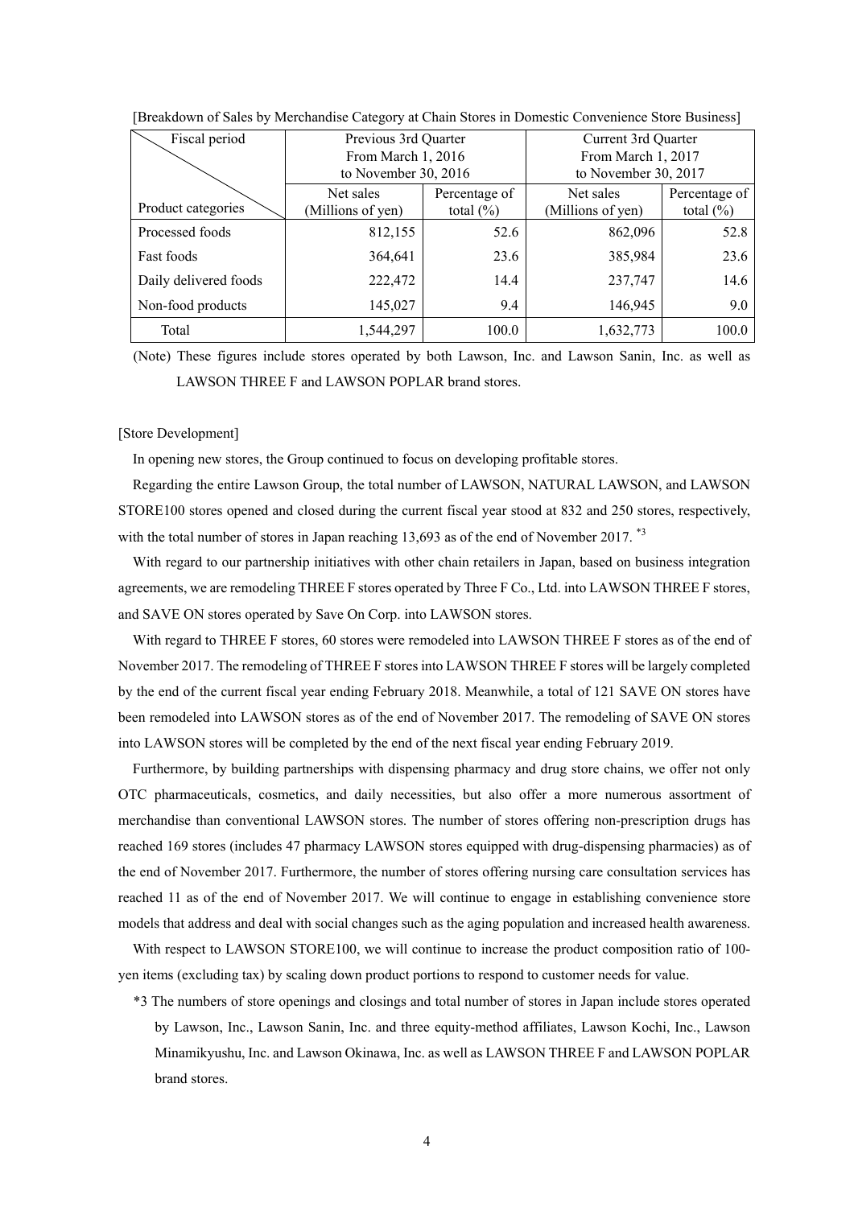[Breakdown of Sales by Merchandise Category at Chain Stores in Domestic Convenience Store Business]

| Fiscal period / Product categories | Previous 3rd Quarter From March 1, 2016 to November 30, 2016 | | Current 3rd Quarter From March 1, 2017 to November 30, 2017 | |
|---|---|---|---|---|
| | Net sales (Millions of yen) | Percentage of total (%) | Net sales (Millions of yen) | Percentage of total (%) |
| Processed foods | 812,155 | 52.6 | 862,096 | 52.8 |
| Fast foods | 364,641 | 23.6 | 385,984 | 23.6 |
| Daily delivered foods | 222,472 | 14.4 | 237,747 | 14.6 |
| Non-food products | 145,027 | 9.4 | 146,945 | 9.0 |
| Total | 1,544,297 | 100.0 | 1,632,773 | 100.0 |

(Note) These figures include stores operated by both Lawson, Inc. and Lawson Sanin, Inc. as well as LAWSON THREE F and LAWSON POPLAR brand stores.

[Store Development]

In opening new stores, the Group continued to focus on developing profitable stores.

Regarding the entire Lawson Group, the total number of LAWSON, NATURAL LAWSON, and LAWSON STORE100 stores opened and closed during the current fiscal year stood at 832 and 250 stores, respectively, with the total number of stores in Japan reaching 13,693 as of the end of November 2017. *3

With regard to our partnership initiatives with other chain retailers in Japan, based on business integration agreements, we are remodeling THREE F stores operated by Three F Co., Ltd. into LAWSON THREE F stores, and SAVE ON stores operated by Save On Corp. into LAWSON stores.

With regard to THREE F stores, 60 stores were remodeled into LAWSON THREE F stores as of the end of November 2017. The remodeling of THREE F stores into LAWSON THREE F stores will be largely completed by the end of the current fiscal year ending February 2018. Meanwhile, a total of 121 SAVE ON stores have been remodeled into LAWSON stores as of the end of November 2017. The remodeling of SAVE ON stores into LAWSON stores will be completed by the end of the next fiscal year ending February 2019.

Furthermore, by building partnerships with dispensing pharmacy and drug store chains, we offer not only OTC pharmaceuticals, cosmetics, and daily necessities, but also offer a more numerous assortment of merchandise than conventional LAWSON stores. The number of stores offering non-prescription drugs has reached 169 stores (includes 47 pharmacy LAWSON stores equipped with drug-dispensing pharmacies) as of the end of November 2017. Furthermore, the number of stores offering nursing care consultation services has reached 11 as of the end of November 2017. We will continue to engage in establishing convenience store models that address and deal with social changes such as the aging population and increased health awareness.

With respect to LAWSON STORE100, we will continue to increase the product composition ratio of 100-yen items (excluding tax) by scaling down product portions to respond to customer needs for value.

*3 The numbers of store openings and closings and total number of stores in Japan include stores operated by Lawson, Inc., Lawson Sanin, Inc. and three equity-method affiliates, Lawson Kochi, Inc., Lawson Minamikyushu, Inc. and Lawson Okinawa, Inc. as well as LAWSON THREE F and LAWSON POPLAR brand stores.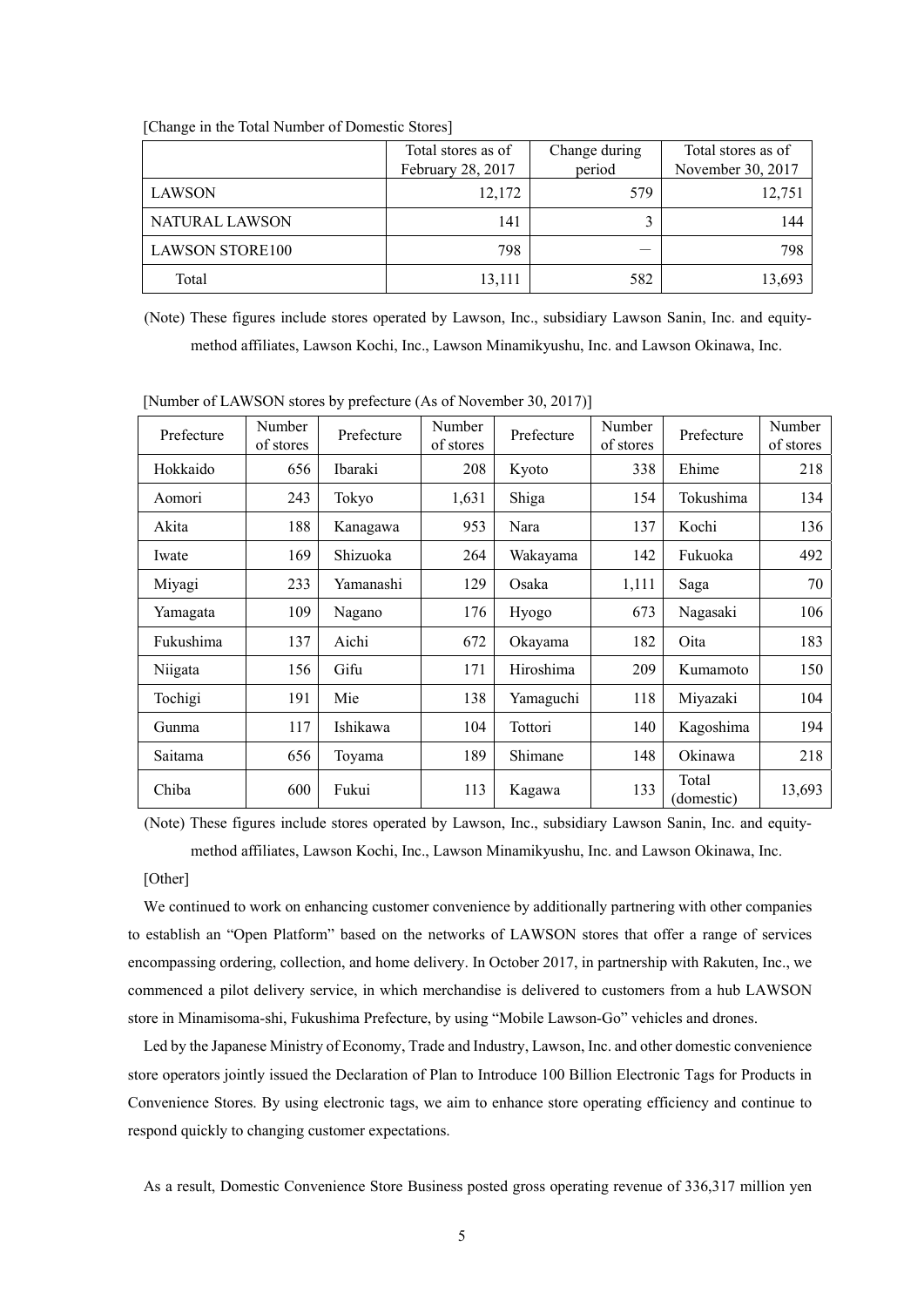[Change in the Total Number of Domestic Stores]

| | Total stores as of February 28, 2017 | Change during period | Total stores as of November 30, 2017 |
|---|---|---|---|
| LAWSON | 12,172 | 579 | 12,751 |
| NATURAL LAWSON | 141 | 3 | 144 |
| LAWSON STORE100 | 798 | — | 798 |
| Total | 13,111 | 582 | 13,693 |

(Note) These figures include stores operated by Lawson, Inc., subsidiary Lawson Sanin, Inc. and equity-method affiliates, Lawson Kochi, Inc., Lawson Minamikyushu, Inc. and Lawson Okinawa, Inc.

[Number of LAWSON stores by prefecture (As of November 30, 2017)]

| Prefecture | Number of stores | Prefecture | Number of stores | Prefecture | Number of stores | Prefecture | Number of stores |
|---|---|---|---|---|---|---|---|
| Hokkaido | 656 | Ibaraki | 208 | Kyoto | 338 | Ehime | 218 |
| Aomori | 243 | Tokyo | 1,631 | Shiga | 154 | Tokushima | 134 |
| Akita | 188 | Kanagawa | 953 | Nara | 137 | Kochi | 136 |
| Iwate | 169 | Shizuoka | 264 | Wakayama | 142 | Fukuoka | 492 |
| Miyagi | 233 | Yamanashi | 129 | Osaka | 1,111 | Saga | 70 |
| Yamagata | 109 | Nagano | 176 | Hyogo | 673 | Nagasaki | 106 |
| Fukushima | 137 | Aichi | 672 | Okayama | 182 | Oita | 183 |
| Niigata | 156 | Gifu | 171 | Hiroshima | 209 | Kumamoto | 150 |
| Tochigi | 191 | Mie | 138 | Yamaguchi | 118 | Miyazaki | 104 |
| Gunma | 117 | Ishikawa | 104 | Tottori | 140 | Kagoshima | 194 |
| Saitama | 656 | Toyama | 189 | Shimane | 148 | Okinawa | 218 |
| Chiba | 600 | Fukui | 113 | Kagawa | 133 | Total (domestic) | 13,693 |

(Note) These figures include stores operated by Lawson, Inc., subsidiary Lawson Sanin, Inc. and equity-method affiliates, Lawson Kochi, Inc., Lawson Minamikyushu, Inc. and Lawson Okinawa, Inc.

[Other]

We continued to work on enhancing customer convenience by additionally partnering with other companies to establish an "Open Platform" based on the networks of LAWSON stores that offer a range of services encompassing ordering, collection, and home delivery. In October 2017, in partnership with Rakuten, Inc., we commenced a pilot delivery service, in which merchandise is delivered to customers from a hub LAWSON store in Minamisoma-shi, Fukushima Prefecture, by using "Mobile Lawson-Go" vehicles and drones.

Led by the Japanese Ministry of Economy, Trade and Industry, Lawson, Inc. and other domestic convenience store operators jointly issued the Declaration of Plan to Introduce 100 Billion Electronic Tags for Products in Convenience Stores. By using electronic tags, we aim to enhance store operating efficiency and continue to respond quickly to changing customer expectations.

As a result, Domestic Convenience Store Business posted gross operating revenue of 336,317 million yen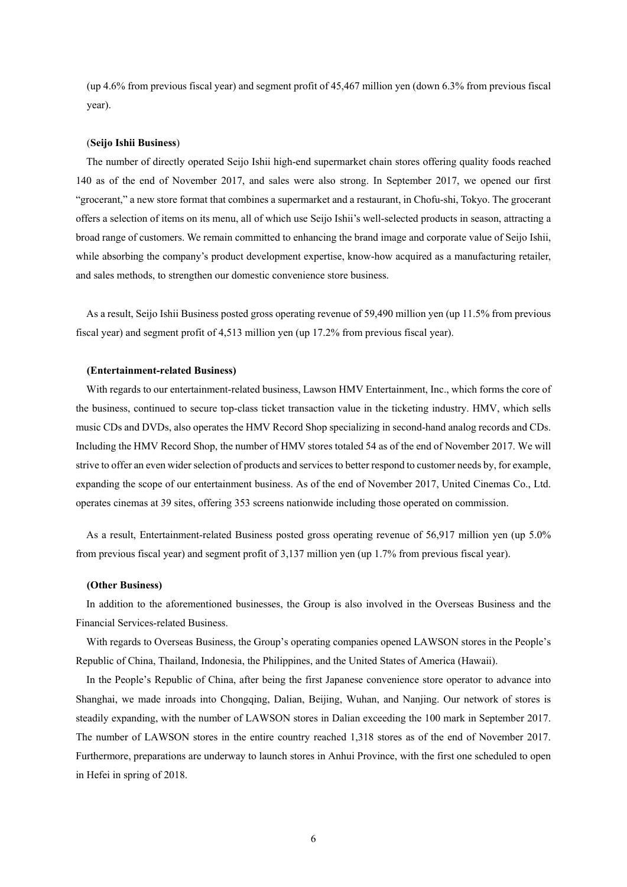(up 4.6% from previous fiscal year) and segment profit of 45,467 million yen (down 6.3% from previous fiscal year).

(**Seijo Ishii Business**)

The number of directly operated Seijo Ishii high-end supermarket chain stores offering quality foods reached 140 as of the end of November 2017, and sales were also strong. In September 2017, we opened our first "grocerant," a new store format that combines a supermarket and a restaurant, in Chofu-shi, Tokyo. The grocerant offers a selection of items on its menu, all of which use Seijo Ishii's well-selected products in season, attracting a broad range of customers. We remain committed to enhancing the brand image and corporate value of Seijo Ishii, while absorbing the company's product development expertise, know-how acquired as a manufacturing retailer, and sales methods, to strengthen our domestic convenience store business.

As a result, Seijo Ishii Business posted gross operating revenue of 59,490 million yen (up 11.5% from previous fiscal year) and segment profit of 4,513 million yen (up 17.2% from previous fiscal year).

**(Entertainment-related Business)**

With regards to our entertainment-related business, Lawson HMV Entertainment, Inc., which forms the core of the business, continued to secure top-class ticket transaction value in the ticketing industry. HMV, which sells music CDs and DVDs, also operates the HMV Record Shop specializing in second-hand analog records and CDs. Including the HMV Record Shop, the number of HMV stores totaled 54 as of the end of November 2017. We will strive to offer an even wider selection of products and services to better respond to customer needs by, for example, expanding the scope of our entertainment business. As of the end of November 2017, United Cinemas Co., Ltd. operates cinemas at 39 sites, offering 353 screens nationwide including those operated on commission.

As a result, Entertainment-related Business posted gross operating revenue of 56,917 million yen (up 5.0% from previous fiscal year) and segment profit of 3,137 million yen (up 1.7% from previous fiscal year).

**(Other Business)**

In addition to the aforementioned businesses, the Group is also involved in the Overseas Business and the Financial Services-related Business.

With regards to Overseas Business, the Group's operating companies opened LAWSON stores in the People's Republic of China, Thailand, Indonesia, the Philippines, and the United States of America (Hawaii).

In the People's Republic of China, after being the first Japanese convenience store operator to advance into Shanghai, we made inroads into Chongqing, Dalian, Beijing, Wuhan, and Nanjing. Our network of stores is steadily expanding, with the number of LAWSON stores in Dalian exceeding the 100 mark in September 2017. The number of LAWSON stores in the entire country reached 1,318 stores as of the end of November 2017. Furthermore, preparations are underway to launch stores in Anhui Province, with the first one scheduled to open in Hefei in spring of 2018.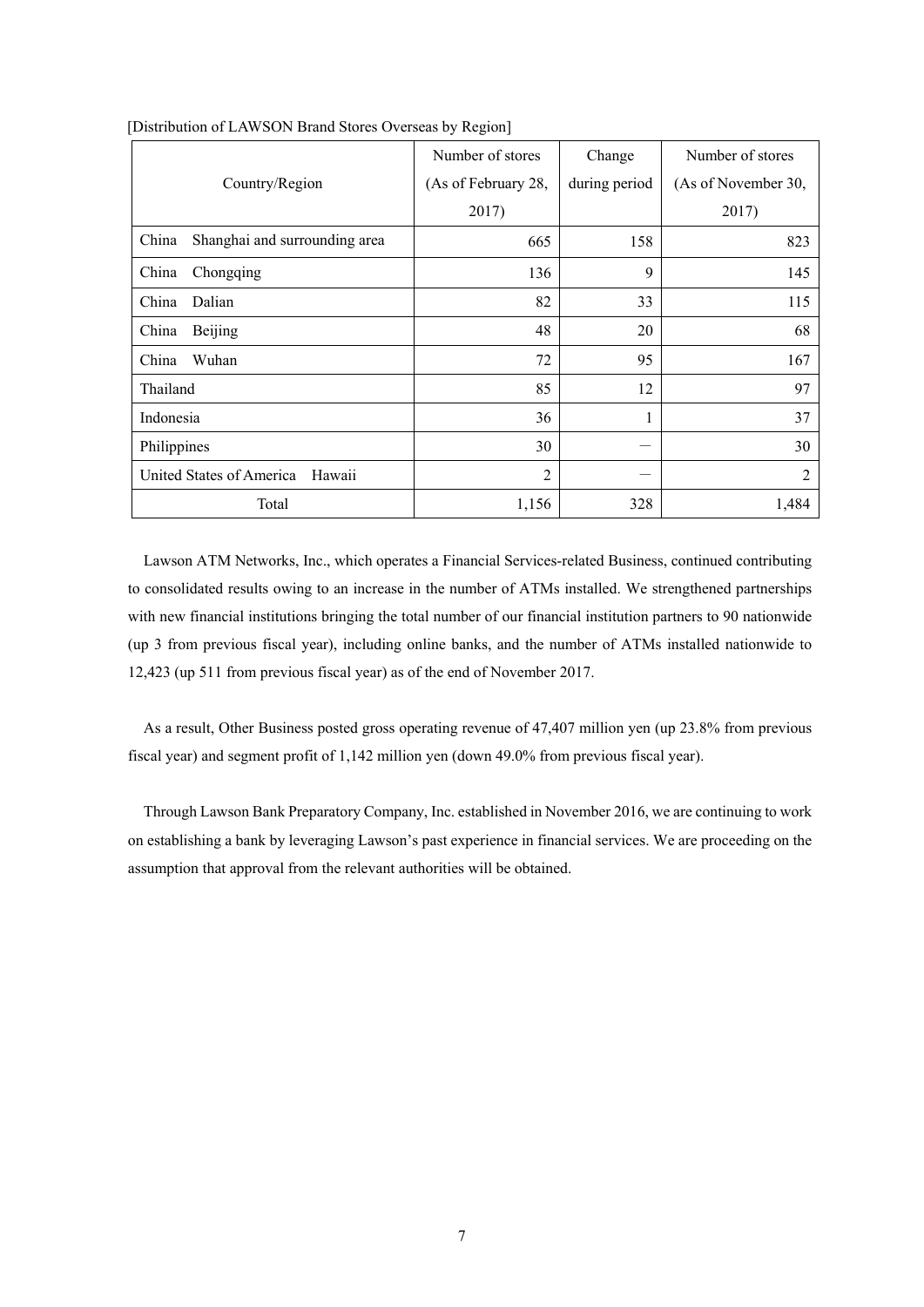[Distribution of LAWSON Brand Stores Overseas by Region]

| Country/Region | Number of stores (As of February 28, 2017) | Change during period | Number of stores (As of November 30, 2017) |
|---|---|---|---|
| China Shanghai and surrounding area | 665 | 158 | 823 |
| China Chongqing | 136 | 9 | 145 |
| China Dalian | 82 | 33 | 115 |
| China Beijing | 48 | 20 | 68 |
| China Wuhan | 72 | 95 | 167 |
| Thailand | 85 | 12 | 97 |
| Indonesia | 36 | 1 | 37 |
| Philippines | 30 | — | 30 |
| United States of America Hawaii | 2 | — | 2 |
| Total | 1,156 | 328 | 1,484 |

Lawson ATM Networks, Inc., which operates a Financial Services-related Business, continued contributing to consolidated results owing to an increase in the number of ATMs installed. We strengthened partnerships with new financial institutions bringing the total number of our financial institution partners to 90 nationwide (up 3 from previous fiscal year), including online banks, and the number of ATMs installed nationwide to 12,423 (up 511 from previous fiscal year) as of the end of November 2017.

As a result, Other Business posted gross operating revenue of 47,407 million yen (up 23.8% from previous fiscal year) and segment profit of 1,142 million yen (down 49.0% from previous fiscal year).

Through Lawson Bank Preparatory Company, Inc. established in November 2016, we are continuing to work on establishing a bank by leveraging Lawson's past experience in financial services. We are proceeding on the assumption that approval from the relevant authorities will be obtained.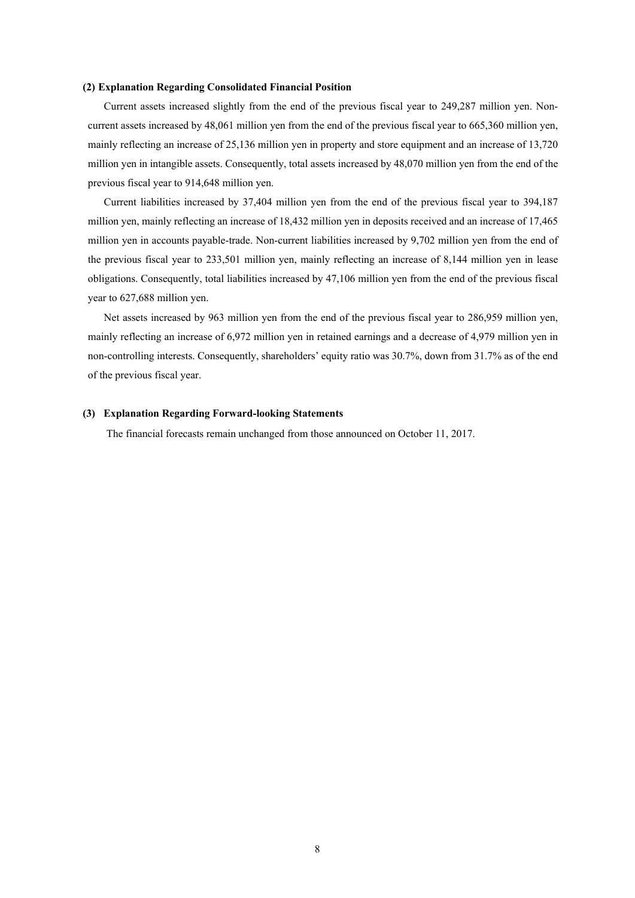### (2) Explanation Regarding Consolidated Financial Position

Current assets increased slightly from the end of the previous fiscal year to 249,287 million yen. Non-current assets increased by 48,061 million yen from the end of the previous fiscal year to 665,360 million yen, mainly reflecting an increase of 25,136 million yen in property and store equipment and an increase of 13,720 million yen in intangible assets. Consequently, total assets increased by 48,070 million yen from the end of the previous fiscal year to 914,648 million yen.

Current liabilities increased by 37,404 million yen from the end of the previous fiscal year to 394,187 million yen, mainly reflecting an increase of 18,432 million yen in deposits received and an increase of 17,465 million yen in accounts payable-trade. Non-current liabilities increased by 9,702 million yen from the end of the previous fiscal year to 233,501 million yen, mainly reflecting an increase of 8,144 million yen in lease obligations. Consequently, total liabilities increased by 47,106 million yen from the end of the previous fiscal year to 627,688 million yen.

Net assets increased by 963 million yen from the end of the previous fiscal year to 286,959 million yen, mainly reflecting an increase of 6,972 million yen in retained earnings and a decrease of 4,979 million yen in non-controlling interests. Consequently, shareholders' equity ratio was 30.7%, down from 31.7% as of the end of the previous fiscal year.

### (3) Explanation Regarding Forward-looking Statements

The financial forecasts remain unchanged from those announced on October 11, 2017.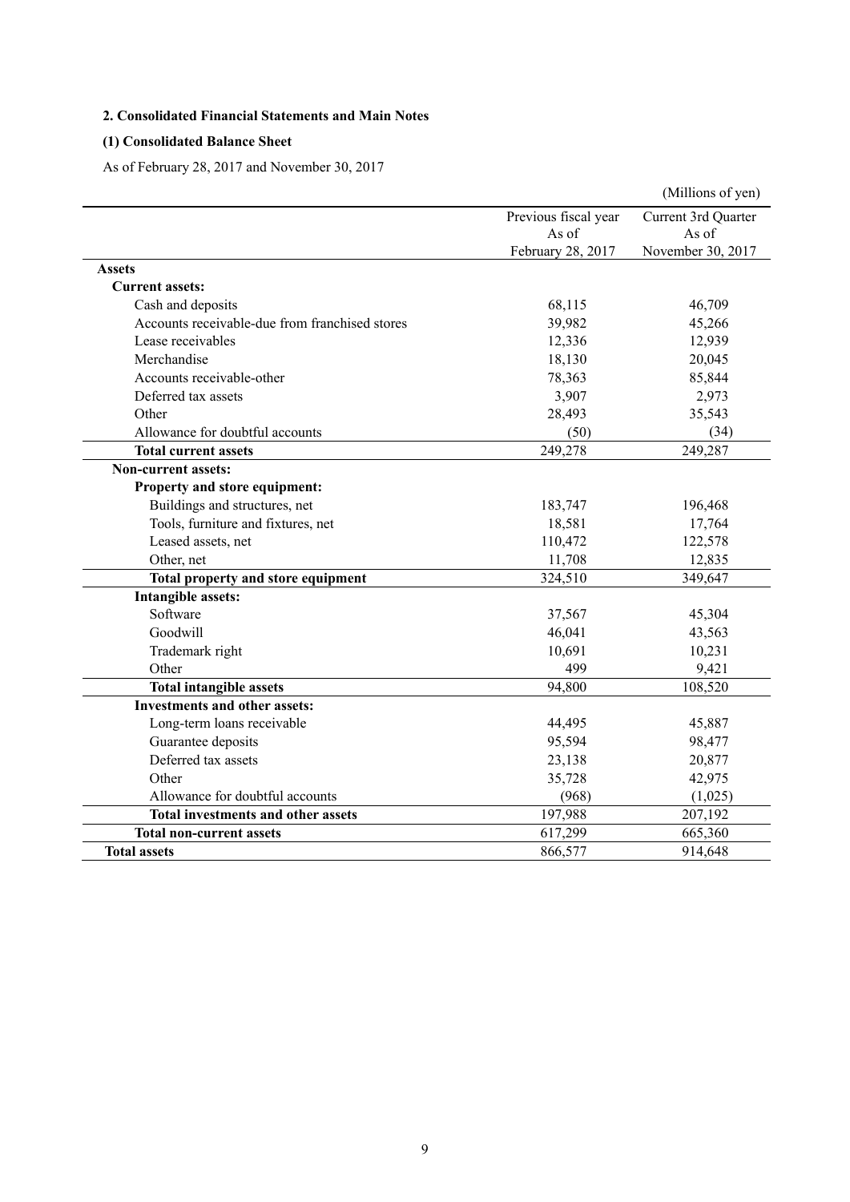## 2. Consolidated Financial Statements and Main Notes

### (1) Consolidated Balance Sheet

As of February 28, 2017 and November 30, 2017

(Millions of yen)

| | Previous fiscal year As of February 28, 2017 | Current 3rd Quarter As of November 30, 2017 |
|---|---|---|
| **Assets** | | |
| **Current assets:** | | |
| Cash and deposits | 68,115 | 46,709 |
| Accounts receivable-due from franchised stores | 39,982 | 45,266 |
| Lease receivables | 12,336 | 12,939 |
| Merchandise | 18,130 | 20,045 |
| Accounts receivable-other | 78,363 | 85,844 |
| Deferred tax assets | 3,907 | 2,973 |
| Other | 28,493 | 35,543 |
| Allowance for doubtful accounts | (50) | (34) |
| **Total current assets** | 249,278 | 249,287 |
| **Non-current assets:** | | |
| **Property and store equipment:** | | |
| Buildings and structures, net | 183,747 | 196,468 |
| Tools, furniture and fixtures, net | 18,581 | 17,764 |
| Leased assets, net | 110,472 | 122,578 |
| Other, net | 11,708 | 12,835 |
| **Total property and store equipment** | 324,510 | 349,647 |
| **Intangible assets:** | | |
| Software | 37,567 | 45,304 |
| Goodwill | 46,041 | 43,563 |
| Trademark right | 10,691 | 10,231 |
| Other | 499 | 9,421 |
| **Total intangible assets** | 94,800 | 108,520 |
| **Investments and other assets:** | | |
| Long-term loans receivable | 44,495 | 45,887 |
| Guarantee deposits | 95,594 | 98,477 |
| Deferred tax assets | 23,138 | 20,877 |
| Other | 35,728 | 42,975 |
| Allowance for doubtful accounts | (968) | (1,025) |
| **Total investments and other assets** | 197,988 | 207,192 |
| **Total non-current assets** | 617,299 | 665,360 |
| **Total assets** | 866,577 | 914,648 |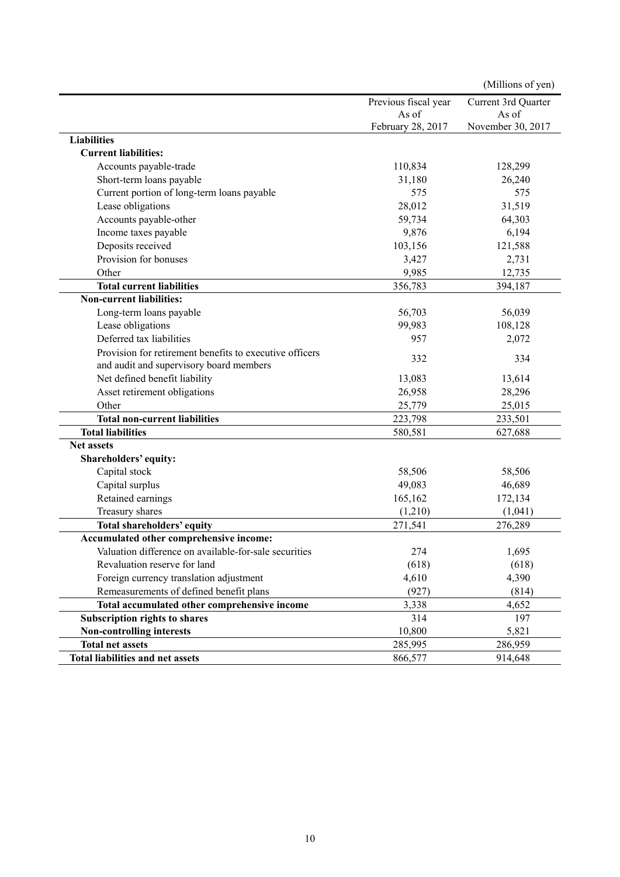(Millions of yen)

| | Previous fiscal year As of February 28, 2017 | Current 3rd Quarter As of November 30, 2017 |
|---|---|---|
| **Liabilities** | | |
| **Current liabilities:** | | |
| Accounts payable-trade | 110,834 | 128,299 |
| Short-term loans payable | 31,180 | 26,240 |
| Current portion of long-term loans payable | 575 | 575 |
| Lease obligations | 28,012 | 31,519 |
| Accounts payable-other | 59,734 | 64,303 |
| Income taxes payable | 9,876 | 6,194 |
| Deposits received | 103,156 | 121,588 |
| Provision for bonuses | 3,427 | 2,731 |
| Other | 9,985 | 12,735 |
| **Total current liabilities** | 356,783 | 394,187 |
| **Non-current liabilities:** | | |
| Long-term loans payable | 56,703 | 56,039 |
| Lease obligations | 99,983 | 108,128 |
| Deferred tax liabilities | 957 | 2,072 |
| Provision for retirement benefits to executive officers and audit and supervisory board members | 332 | 334 |
| Net defined benefit liability | 13,083 | 13,614 |
| Asset retirement obligations | 26,958 | 28,296 |
| Other | 25,779 | 25,015 |
| **Total non-current liabilities** | 223,798 | 233,501 |
| **Total liabilities** | 580,581 | 627,688 |
| **Net assets** | | |
| **Shareholders' equity:** | | |
| Capital stock | 58,506 | 58,506 |
| Capital surplus | 49,083 | 46,689 |
| Retained earnings | 165,162 | 172,134 |
| Treasury shares | (1,210) | (1,041) |
| **Total shareholders' equity** | 271,541 | 276,289 |
| **Accumulated other comprehensive income:** | | |
| Valuation difference on available-for-sale securities | 274 | 1,695 |
| Revaluation reserve for land | (618) | (618) |
| Foreign currency translation adjustment | 4,610 | 4,390 |
| Remeasurements of defined benefit plans | (927) | (814) |
| **Total accumulated other comprehensive income** | 3,338 | 4,652 |
| **Subscription rights to shares** | 314 | 197 |
| **Non-controlling interests** | 10,800 | 5,821 |
| **Total net assets** | 285,995 | 286,959 |
| **Total liabilities and net assets** | 866,577 | 914,648 |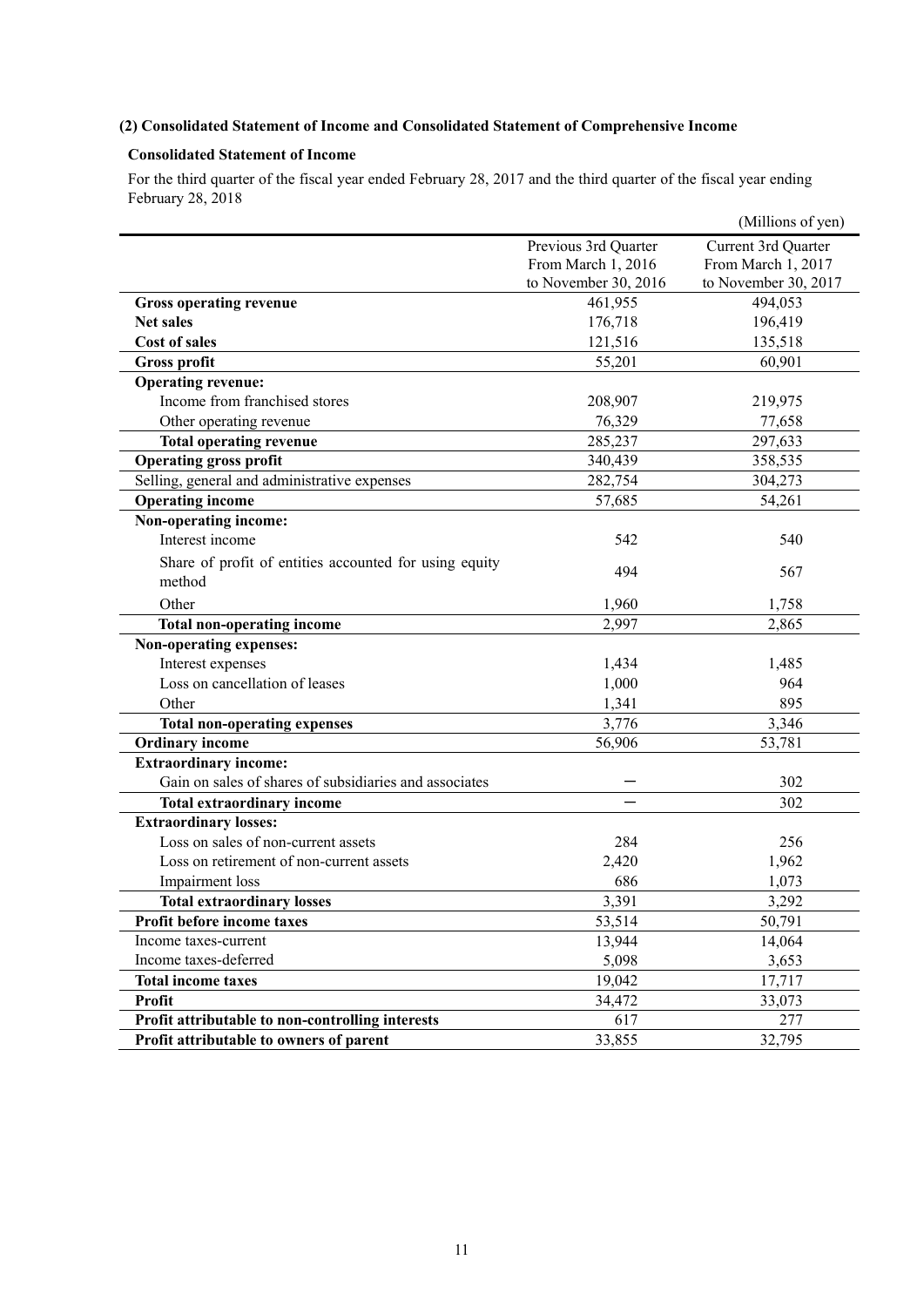### (2) Consolidated Statement of Income and Consolidated Statement of Comprehensive Income

#### Consolidated Statement of Income

For the third quarter of the fiscal year ended February 28, 2017 and the third quarter of the fiscal year ending February 28, 2018

(Millions of yen)

| | Previous 3rd Quarter From March 1, 2016 to November 30, 2016 | Current 3rd Quarter From March 1, 2017 to November 30, 2017 |
|---|---|---|
| **Gross operating revenue** | 461,955 | 494,053 |
| **Net sales** | 176,718 | 196,419 |
| **Cost of sales** | 121,516 | 135,518 |
| **Gross profit** | 55,201 | 60,901 |
| **Operating revenue:** | | |
| Income from franchised stores | 208,907 | 219,975 |
| Other operating revenue | 76,329 | 77,658 |
| **Total operating revenue** | 285,237 | 297,633 |
| **Operating gross profit** | 340,439 | 358,535 |
| Selling, general and administrative expenses | 282,754 | 304,273 |
| **Operating income** | 57,685 | 54,261 |
| **Non-operating income:** | | |
| Interest income | 542 | 540 |
| Share of profit of entities accounted for using equity method | 494 | 567 |
| Other | 1,960 | 1,758 |
| **Total non-operating income** | 2,997 | 2,865 |
| **Non-operating expenses:** | | |
| Interest expenses | 1,434 | 1,485 |
| Loss on cancellation of leases | 1,000 | 964 |
| Other | 1,341 | 895 |
| **Total non-operating expenses** | 3,776 | 3,346 |
| **Ordinary income** | 56,906 | 53,781 |
| **Extraordinary income:** | | |
| Gain on sales of shares of subsidiaries and associates | － | 302 |
| **Total extraordinary income** | － | 302 |
| **Extraordinary losses:** | | |
| Loss on sales of non-current assets | 284 | 256 |
| Loss on retirement of non-current assets | 2,420 | 1,962 |
| Impairment loss | 686 | 1,073 |
| **Total extraordinary losses** | 3,391 | 3,292 |
| **Profit before income taxes** | 53,514 | 50,791 |
| Income taxes-current | 13,944 | 14,064 |
| Income taxes-deferred | 5,098 | 3,653 |
| **Total income taxes** | 19,042 | 17,717 |
| **Profit** | 34,472 | 33,073 |
| **Profit attributable to non-controlling interests** | 617 | 277 |
| **Profit attributable to owners of parent** | 33,855 | 32,795 |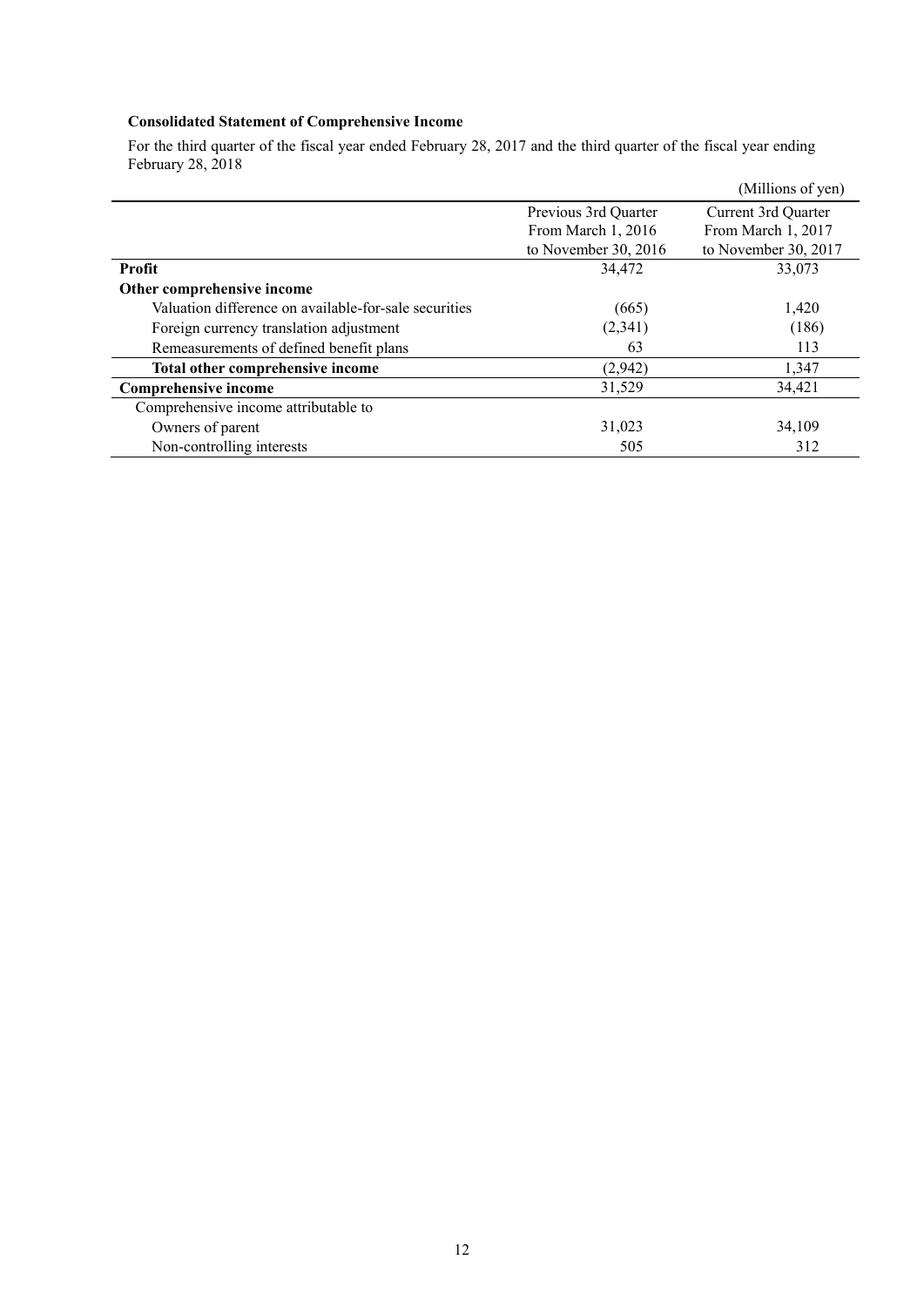**Consolidated Statement of Comprehensive Income**

For the third quarter of the fiscal year ended February 28, 2017 and the third quarter of the fiscal year ending February 28, 2018

(Millions of yen)

| | Previous 3rd Quarter From March 1, 2016 to November 30, 2016 | Current 3rd Quarter From March 1, 2017 to November 30, 2017 |
|---|---|---|
| **Profit** | 34,472 | 33,073 |
| **Other comprehensive income** | | |
| Valuation difference on available-for-sale securities | (665) | 1,420 |
| Foreign currency translation adjustment | (2,341) | (186) |
| Remeasurements of defined benefit plans | 63 | 113 |
| **Total other comprehensive income** | (2,942) | 1,347 |
| **Comprehensive income** | 31,529 | 34,421 |
| Comprehensive income attributable to | | |
| Owners of parent | 31,023 | 34,109 |
| Non-controlling interests | 505 | 312 |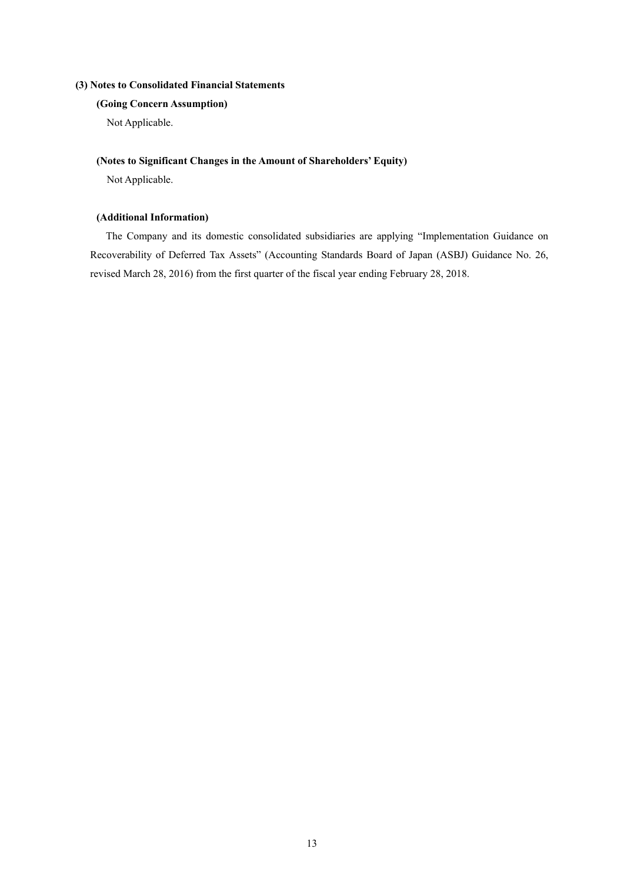### (3) Notes to Consolidated Financial Statements

#### (Going Concern Assumption)

Not Applicable.

#### (Notes to Significant Changes in the Amount of Shareholders' Equity)

Not Applicable.

#### (Additional Information)

The Company and its domestic consolidated subsidiaries are applying "Implementation Guidance on Recoverability of Deferred Tax Assets" (Accounting Standards Board of Japan (ASBJ) Guidance No. 26, revised March 28, 2016) from the first quarter of the fiscal year ending February 28, 2018.